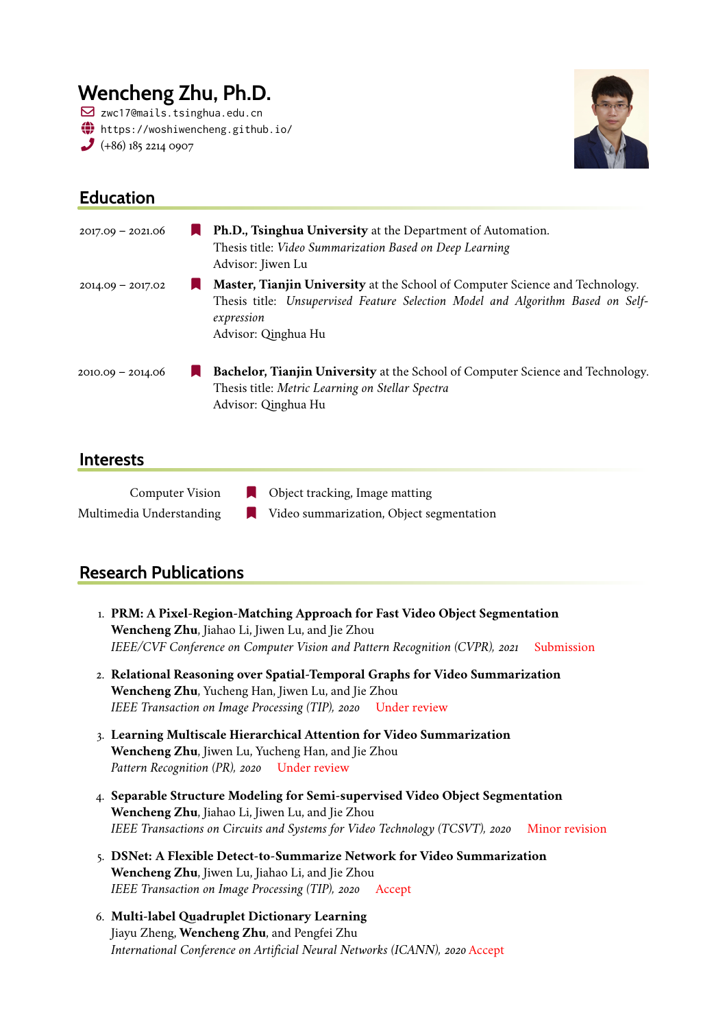# Wencheng Zhu, Ph.D.

zwc17@mails.tsinghua.edu.cn
https://woshiwencheng.github.io/
(+86) 185 2214 0907

## Education

2017.09 – 2021.06 **Ph.D., Tsinghua University** at the Department of Automation.
Thesis title: *Video Summarization Based on Deep Learning*
Advisor: Jiwen Lu

2014.09 – 2017.02 **Master, Tianjin University** at the School of Computer Science and Technology.
Thesis title: *Unsupervised Feature Selection Model and Algorithm Based on Self-expression*
Advisor: Qinghua Hu

2010.09 – 2014.06 **Bachelor, Tianjin University** at the School of Computer Science and Technology.
Thesis title: *Metric Learning on Stellar Spectra*
Advisor: Qinghua Hu

## Interests

Computer Vision — Object tracking, Image matting
Multimedia Understanding — Video summarization, Object segmentation

## Research Publications

1. **PRM: A Pixel-Region-Matching Approach for Fast Video Object Segmentation**
   **Wencheng Zhu**, Jiahao Li, Jiwen Lu, and Jie Zhou
   *IEEE/CVF Conference on Computer Vision and Pattern Recognition (CVPR), 2021* Submission
2. **Relational Reasoning over Spatial-Temporal Graphs for Video Summarization**
   **Wencheng Zhu**, Yucheng Han, Jiwen Lu, and Jie Zhou
   *IEEE Transaction on Image Processing (TIP), 2020* Under review
3. **Learning Multiscale Hierarchical Attention for Video Summarization**
   **Wencheng Zhu**, Jiwen Lu, Yucheng Han, and Jie Zhou
   *Pattern Recognition (PR), 2020* Under review
4. **Separable Structure Modeling for Semi-supervised Video Object Segmentation**
   **Wencheng Zhu**, Jiahao Li, Jiwen Lu, and Jie Zhou
   *IEEE Transactions on Circuits and Systems for Video Technology (TCSVT), 2020* Minor revision
5. **DSNet: A Flexible Detect-to-Summarize Network for Video Summarization**
   **Wencheng Zhu**, Jiwen Lu, Jiahao Li, and Jie Zhou
   *IEEE Transaction on Image Processing (TIP), 2020* Accept
6. **Multi-label Quadruplet Dictionary Learning**
   Jiayu Zheng, **Wencheng Zhu**, and Pengfei Zhu
   *International Conference on Artificial Neural Networks (ICANN), 2020* Accept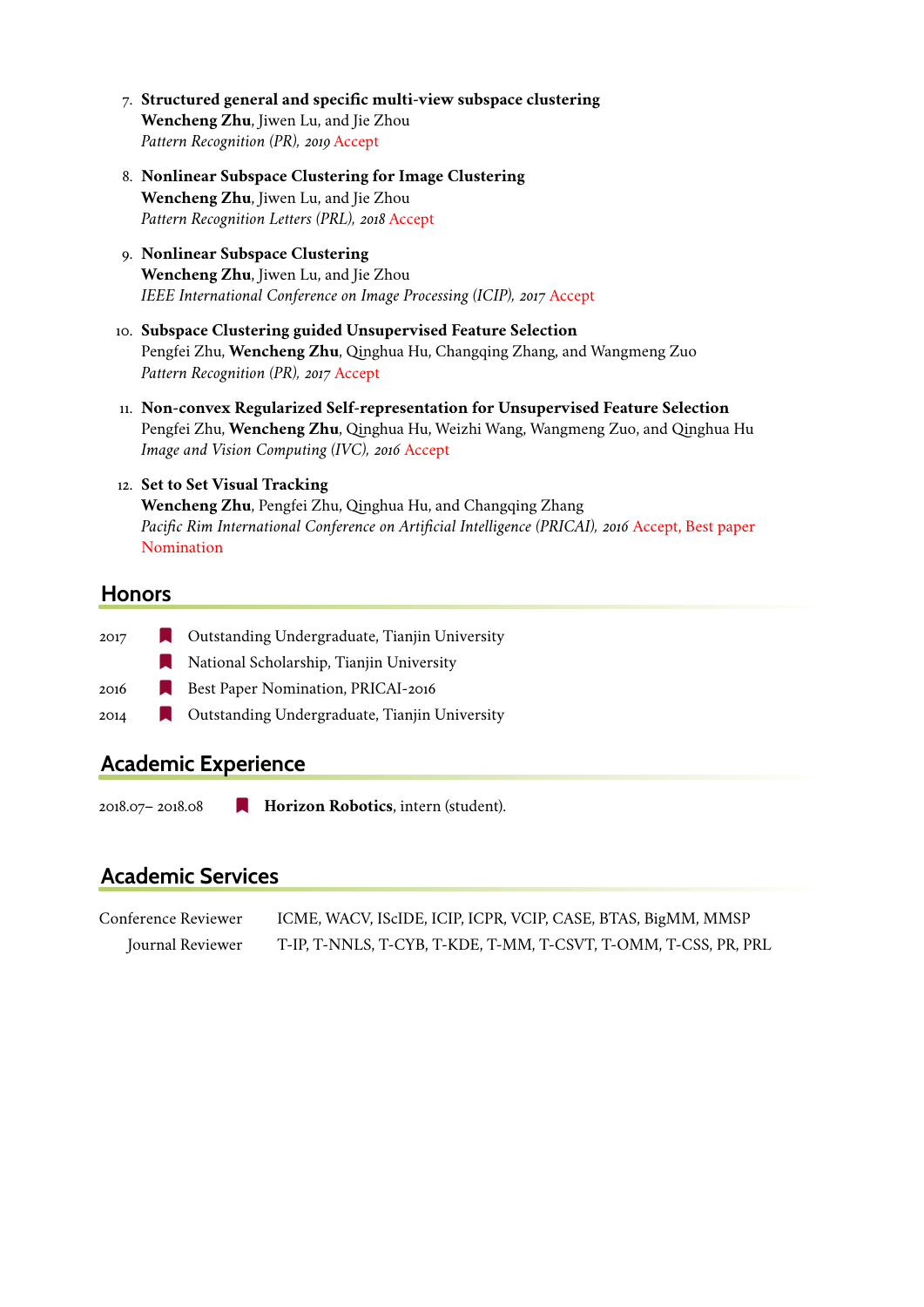7. **Structured general and specific multi-view subspace clustering**
   **Wencheng Zhu**, Jiwen Lu, and Jie Zhou
   *Pattern Recognition (PR), 2019* Accept

8. **Nonlinear Subspace Clustering for Image Clustering**
   **Wencheng Zhu**, Jiwen Lu, and Jie Zhou
   *Pattern Recognition Letters (PRL), 2018* Accept

9. **Nonlinear Subspace Clustering**
   **Wencheng Zhu**, Jiwen Lu, and Jie Zhou
   *IEEE International Conference on Image Processing (ICIP), 2017* Accept

10. **Subspace Clustering guided Unsupervised Feature Selection**
    Pengfei Zhu, **Wencheng Zhu**, Qinghua Hu, Changqing Zhang, and Wangmeng Zuo
    *Pattern Recognition (PR), 2017* Accept

11. **Non-convex Regularized Self-representation for Unsupervised Feature Selection**
    Pengfei Zhu, **Wencheng Zhu**, Qinghua Hu, Weizhi Wang, Wangmeng Zuo, and Qinghua Hu
    *Image and Vision Computing (IVC), 2016* Accept

12. **Set to Set Visual Tracking**
    **Wencheng Zhu**, Pengfei Zhu, Qinghua Hu, and Changqing Zhang
    *Pacific Rim International Conference on Artificial Intelligence (PRICAI), 2016* Accept, Best paper Nomination

## Honors

- 2017 — Outstanding Undergraduate, Tianjin University
- National Scholarship, Tianjin University
- 2016 — Best Paper Nomination, PRICAI-2016
- 2014 — Outstanding Undergraduate, Tianjin University

## Academic Experience

- 2018.07– 2018.08 — **Horizon Robotics**, intern (student).

## Academic Services

| | |
|---|---|
| Conference Reviewer | ICME, WACV, ISclDE, ICIP, ICPR, VCIP, CASE, BTAS, BigMM, MMSP |
| Journal Reviewer | T-IP, T-NNLS, T-CYB, T-KDE, T-MM, T-CSVT, T-OMM, T-CSS, PR, PRL |